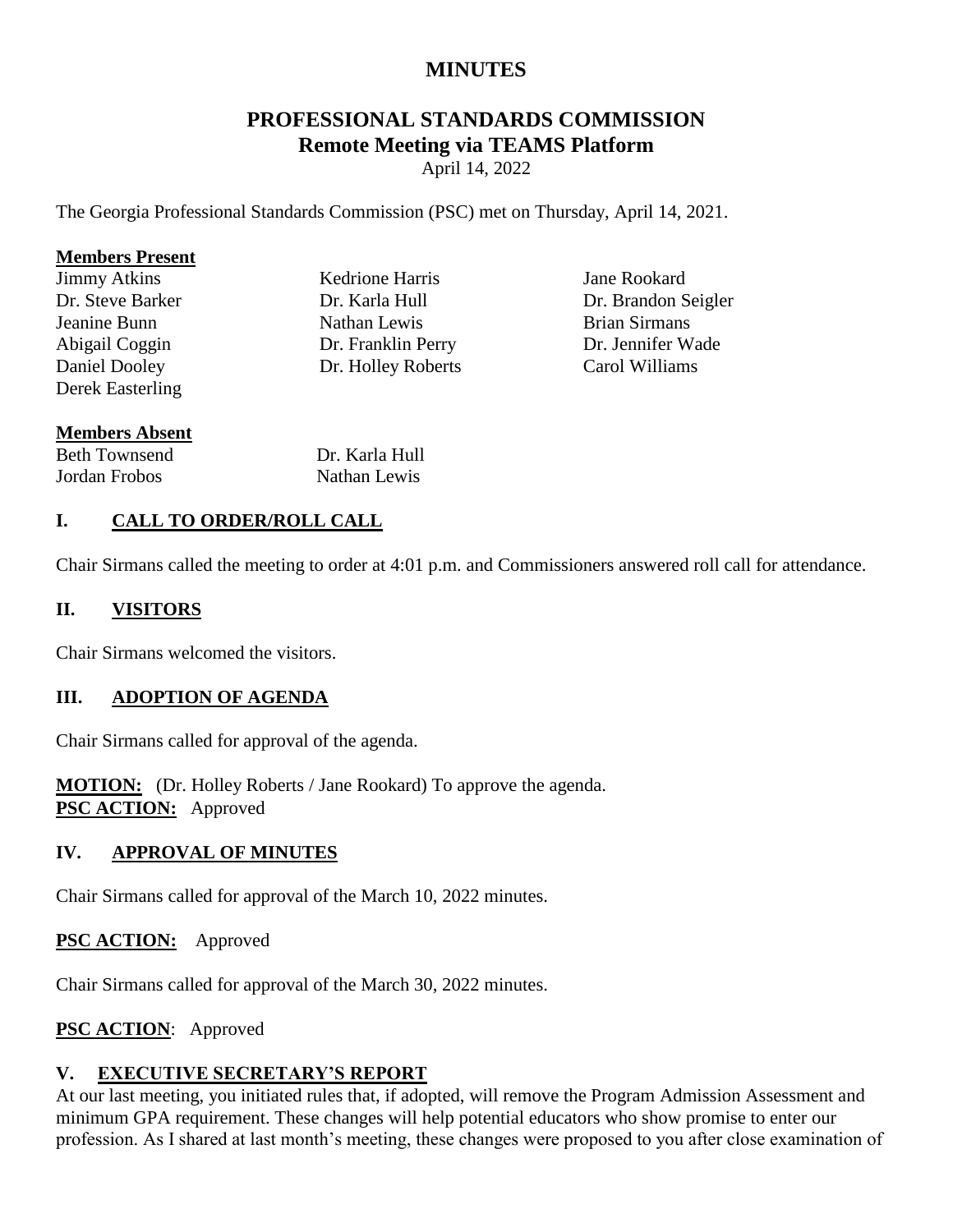# MINUTES

## PROFESSIONAL STANDARDS COMMISSION
## Remote Meeting via TEAMS Platform

April 14, 2022

The Georgia Professional Standards Commission (PSC) met on Thursday, April 14, 2021.

**Members Present**

| | | |
|---|---|---|
| Jimmy Atkins | Kedrione Harris | Jane Rookard |
| Dr. Steve Barker | Dr. Karla Hull | Dr. Brandon Seigler |
| Jeanine Bunn | Nathan Lewis | Brian Sirmans |
| Abigail Coggin | Dr. Franklin Perry | Dr. Jennifer Wade |
| Daniel Dooley | Dr. Holley Roberts | Carol Williams |
| Derek Easterling | | |

**Members Absent**

| | |
|---|---|
| Beth Townsend | Dr. Karla Hull |
| Jordan Frobos | Nathan Lewis |

### I. CALL TO ORDER/ROLL CALL

Chair Sirmans called the meeting to order at 4:01 p.m. and Commissioners answered roll call for attendance.

### II. VISITORS

Chair Sirmans welcomed the visitors.

### III. ADOPTION OF AGENDA

Chair Sirmans called for approval of the agenda.

**MOTION:** (Dr. Holley Roberts / Jane Rookard) To approve the agenda.
**PSC ACTION:** Approved

### IV. APPROVAL OF MINUTES

Chair Sirmans called for approval of the March 10, 2022 minutes.

**PSC ACTION:** Approved

Chair Sirmans called for approval of the March 30, 2022 minutes.

**PSC ACTION**: Approved

### V. EXECUTIVE SECRETARY'S REPORT

At our last meeting, you initiated rules that, if adopted, will remove the Program Admission Assessment and minimum GPA requirement. These changes will help potential educators who show promise to enter our profession. As I shared at last month's meeting, these changes were proposed to you after close examination of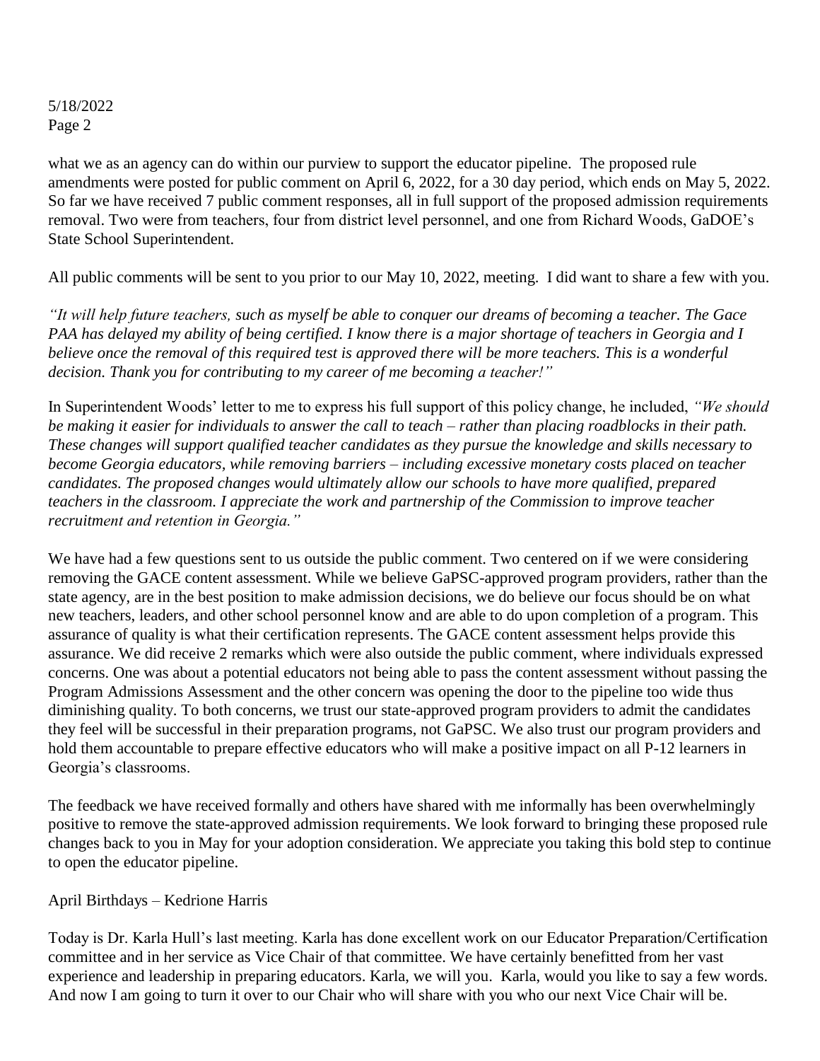what we as an agency can do within our purview to support the educator pipeline. The proposed rule amendments were posted for public comment on April 6, 2022, for a 30 day period, which ends on May 5, 2022. So far we have received 7 public comment responses, all in full support of the proposed admission requirements removal. Two were from teachers, four from district level personnel, and one from Richard Woods, GaDOE's State School Superintendent.

All public comments will be sent to you prior to our May 10, 2022, meeting. I did want to share a few with you.

*"It will help future teachers, such as myself be able to conquer our dreams of becoming a teacher. The Gace PAA has delayed my ability of being certified. I know there is a major shortage of teachers in Georgia and I believe once the removal of this required test is approved there will be more teachers. This is a wonderful decision. Thank you for contributing to my career of me becoming a teacher!"*

In Superintendent Woods' letter to me to express his full support of this policy change, he included, *"We should be making it easier for individuals to answer the call to teach – rather than placing roadblocks in their path. These changes will support qualified teacher candidates as they pursue the knowledge and skills necessary to become Georgia educators, while removing barriers – including excessive monetary costs placed on teacher candidates. The proposed changes would ultimately allow our schools to have more qualified, prepared teachers in the classroom. I appreciate the work and partnership of the Commission to improve teacher recruitment and retention in Georgia."*

We have had a few questions sent to us outside the public comment. Two centered on if we were considering removing the GACE content assessment. While we believe GaPSC-approved program providers, rather than the state agency, are in the best position to make admission decisions, we do believe our focus should be on what new teachers, leaders, and other school personnel know and are able to do upon completion of a program. This assurance of quality is what their certification represents. The GACE content assessment helps provide this assurance. We did receive 2 remarks which were also outside the public comment, where individuals expressed concerns. One was about a potential educators not being able to pass the content assessment without passing the Program Admissions Assessment and the other concern was opening the door to the pipeline too wide thus diminishing quality. To both concerns, we trust our state-approved program providers to admit the candidates they feel will be successful in their preparation programs, not GaPSC. We also trust our program providers and hold them accountable to prepare effective educators who will make a positive impact on all P-12 learners in Georgia's classrooms.

The feedback we have received formally and others have shared with me informally has been overwhelmingly positive to remove the state-approved admission requirements. We look forward to bringing these proposed rule changes back to you in May for your adoption consideration. We appreciate you taking this bold step to continue to open the educator pipeline.

April Birthdays – Kedrione Harris

Today is Dr. Karla Hull's last meeting. Karla has done excellent work on our Educator Preparation/Certification committee and in her service as Vice Chair of that committee. We have certainly benefitted from her vast experience and leadership in preparing educators. Karla, we will you. Karla, would you like to say a few words. And now I am going to turn it over to our Chair who will share with you who our next Vice Chair will be.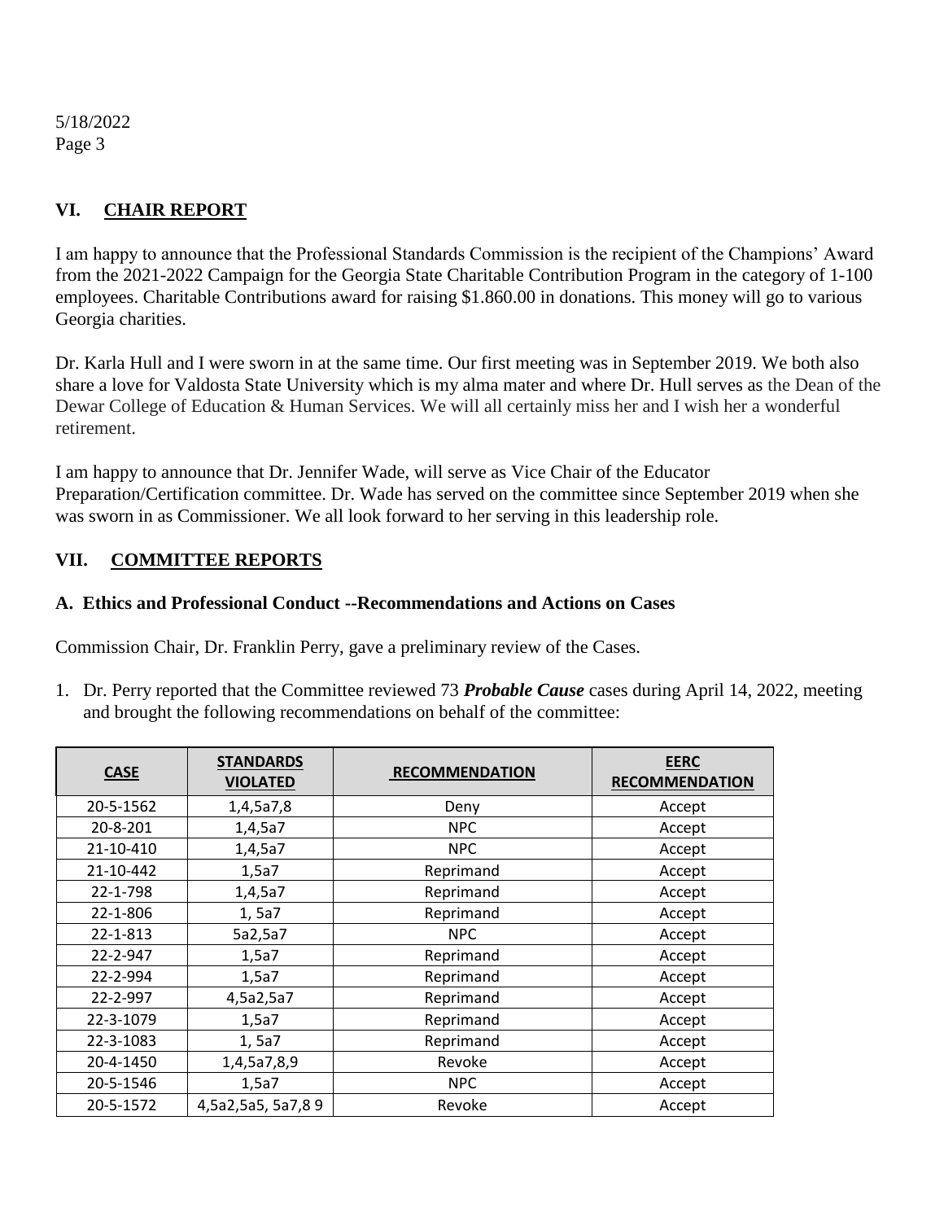## VI. CHAIR REPORT

I am happy to announce that the Professional Standards Commission is the recipient of the Champions' Award from the 2021-2022 Campaign for the Georgia State Charitable Contribution Program in the category of 1-100 employees. Charitable Contributions award for raising $1.860.00 in donations. This money will go to various Georgia charities.

Dr. Karla Hull and I were sworn in at the same time. Our first meeting was in September 2019. We both also share a love for Valdosta State University which is my alma mater and where Dr. Hull serves as the Dean of the Dewar College of Education & Human Services. We will all certainly miss her and I wish her a wonderful retirement.

I am happy to announce that Dr. Jennifer Wade, will serve as Vice Chair of the Educator Preparation/Certification committee. Dr. Wade has served on the committee since September 2019 when she was sworn in as Commissioner. We all look forward to her serving in this leadership role.

## VII. COMMITTEE REPORTS

### A. Ethics and Professional Conduct --Recommendations and Actions on Cases

Commission Chair, Dr. Franklin Perry, gave a preliminary review of the Cases.

1. Dr. Perry reported that the Committee reviewed 73 ***Probable Cause*** cases during April 14, 2022, meeting and brought the following recommendations on behalf of the committee:

| CASE | STANDARDS VIOLATED | RECOMMENDATION | EERC RECOMMENDATION |
|---|---|---|---|
| 20-5-1562 | 1,4,5a7,8 | Deny | Accept |
| 20-8-201 | 1,4,5a7 | NPC | Accept |
| 21-10-410 | 1,4,5a7 | NPC | Accept |
| 21-10-442 | 1,5a7 | Reprimand | Accept |
| 22-1-798 | 1,4,5a7 | Reprimand | Accept |
| 22-1-806 | 1, 5a7 | Reprimand | Accept |
| 22-1-813 | 5a2,5a7 | NPC | Accept |
| 22-2-947 | 1,5a7 | Reprimand | Accept |
| 22-2-994 | 1,5a7 | Reprimand | Accept |
| 22-2-997 | 4,5a2,5a7 | Reprimand | Accept |
| 22-3-1079 | 1,5a7 | Reprimand | Accept |
| 22-3-1083 | 1, 5a7 | Reprimand | Accept |
| 20-4-1450 | 1,4,5a7,8,9 | Revoke | Accept |
| 20-5-1546 | 1,5a7 | NPC | Accept |
| 20-5-1572 | 4,5a2,5a5, 5a7,8 9 | Revoke | Accept |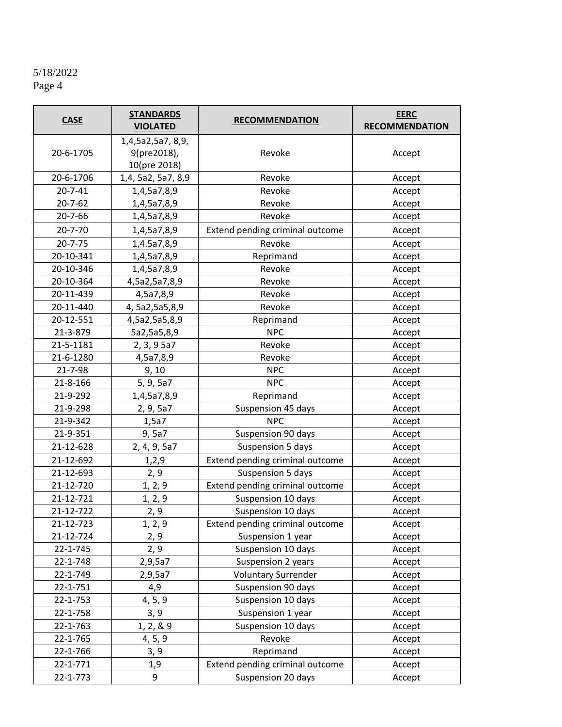5/18/2022
Page 4

| CASE | STANDARDS VIOLATED | RECOMMENDATION | EERC RECOMMENDATION |
|---|---|---|---|
| 20-6-1705 | 1,4,5a2,5a7, 8,9, 9(pre2018), 10(pre 2018) | Revoke | Accept |
| 20-6-1706 | 1,4, 5a2, 5a7, 8,9 | Revoke | Accept |
| 20-7-41 | 1,4,5a7,8,9 | Revoke | Accept |
| 20-7-62 | 1,4,5a7,8,9 | Revoke | Accept |
| 20-7-66 | 1,4,5a7,8,9 | Revoke | Accept |
| 20-7-70 | 1,4,5a7,8,9 | Extend pending criminal outcome | Accept |
| 20-7-75 | 1,4.5a7,8,9 | Revoke | Accept |
| 20-10-341 | 1,4,5a7,8,9 | Reprimand | Accept |
| 20-10-346 | 1,4,5a7,8,9 | Revoke | Accept |
| 20-10-364 | 4,5a2,5a7,8,9 | Revoke | Accept |
| 20-11-439 | 4,5a7,8,9 | Revoke | Accept |
| 20-11-440 | 4, 5a2,5a5,8,9 | Revoke | Accept |
| 20-12-551 | 4,5a2,5a5,8,9 | Reprimand | Accept |
| 21-3-879 | 5a2,5a5,8,9 | NPC | Accept |
| 21-5-1181 | 2, 3, 9 5a7 | Revoke | Accept |
| 21-6-1280 | 4,5a7,8,9 | Revoke | Accept |
| 21-7-98 | 9, 10 | NPC | Accept |
| 21-8-166 | 5, 9, 5a7 | NPC | Accept |
| 21-9-292 | 1,4,5a7,8,9 | Reprimand | Accept |
| 21-9-298 | 2, 9, 5a7 | Suspension 45 days | Accept |
| 21-9-342 | 1,5a7 | NPC | Accept |
| 21-9-351 | 9, 5a7 | Suspension 90 days | Accept |
| 21-12-628 | 2, 4, 9, 5a7 | Suspension 5 days | Accept |
| 21-12-692 | 1,2,9 | Extend pending criminal outcome | Accept |
| 21-12-693 | 2, 9 | Suspension 5 days | Accept |
| 21-12-720 | 1, 2, 9 | Extend pending criminal outcome | Accept |
| 21-12-721 | 1, 2, 9 | Suspension 10 days | Accept |
| 21-12-722 | 2, 9 | Suspension 10 days | Accept |
| 21-12-723 | 1, 2, 9 | Extend pending criminal outcome | Accept |
| 21-12-724 | 2, 9 | Suspension 1 year | Accept |
| 22-1-745 | 2, 9 | Suspension 10 days | Accept |
| 22-1-748 | 2,9,5a7 | Suspension 2 years | Accept |
| 22-1-749 | 2,9,5a7 | Voluntary Surrender | Accept |
| 22-1-751 | 4,9 | Suspension 90 days | Accept |
| 22-1-753 | 4, 5, 9 | Suspension 10 days | Accept |
| 22-1-758 | 3, 9 | Suspension 1 year | Accept |
| 22-1-763 | 1, 2, & 9 | Suspension 10 days | Accept |
| 22-1-765 | 4, 5, 9 | Revoke | Accept |
| 22-1-766 | 3, 9 | Reprimand | Accept |
| 22-1-771 | 1,9 | Extend pending criminal outcome | Accept |
| 22-1-773 | 9 | Suspension 20 days | Accept |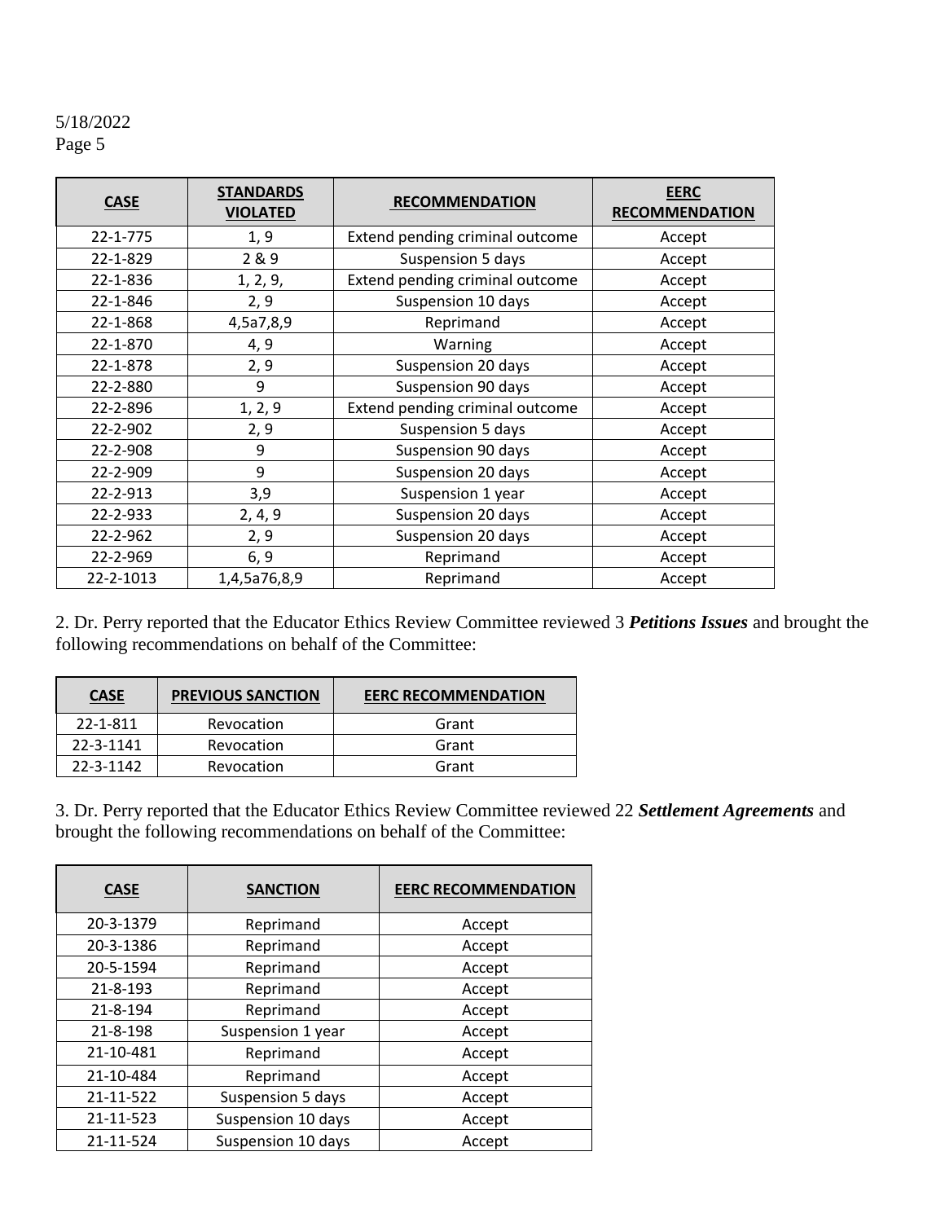| CASE | STANDARDS VIOLATED | RECOMMENDATION | EERC RECOMMENDATION |
|---|---|---|---|
| 22-1-775 | 1, 9 | Extend pending criminal outcome | Accept |
| 22-1-829 | 2 & 9 | Suspension 5 days | Accept |
| 22-1-836 | 1, 2, 9, | Extend pending criminal outcome | Accept |
| 22-1-846 | 2, 9 | Suspension 10 days | Accept |
| 22-1-868 | 4,5a7,8,9 | Reprimand | Accept |
| 22-1-870 | 4, 9 | Warning | Accept |
| 22-1-878 | 2, 9 | Suspension 20 days | Accept |
| 22-2-880 | 9 | Suspension 90 days | Accept |
| 22-2-896 | 1, 2, 9 | Extend pending criminal outcome | Accept |
| 22-2-902 | 2, 9 | Suspension 5 days | Accept |
| 22-2-908 | 9 | Suspension 90 days | Accept |
| 22-2-909 | 9 | Suspension 20 days | Accept |
| 22-2-913 | 3,9 | Suspension 1 year | Accept |
| 22-2-933 | 2, 4, 9 | Suspension 20 days | Accept |
| 22-2-962 | 2, 9 | Suspension 20 days | Accept |
| 22-2-969 | 6, 9 | Reprimand | Accept |
| 22-2-1013 | 1,4,5a76,8,9 | Reprimand | Accept |

2. Dr. Perry reported that the Educator Ethics Review Committee reviewed 3 ***Petitions Issues*** and brought the following recommendations on behalf of the Committee:

| CASE | PREVIOUS SANCTION | EERC RECOMMENDATION |
|---|---|---|
| 22-1-811 | Revocation | Grant |
| 22-3-1141 | Revocation | Grant |
| 22-3-1142 | Revocation | Grant |

3. Dr. Perry reported that the Educator Ethics Review Committee reviewed 22 ***Settlement Agreements*** and brought the following recommendations on behalf of the Committee:

| CASE | SANCTION | EERC RECOMMENDATION |
|---|---|---|
| 20-3-1379 | Reprimand | Accept |
| 20-3-1386 | Reprimand | Accept |
| 20-5-1594 | Reprimand | Accept |
| 21-8-193 | Reprimand | Accept |
| 21-8-194 | Reprimand | Accept |
| 21-8-198 | Suspension 1 year | Accept |
| 21-10-481 | Reprimand | Accept |
| 21-10-484 | Reprimand | Accept |
| 21-11-522 | Suspension 5 days | Accept |
| 21-11-523 | Suspension 10 days | Accept |
| 21-11-524 | Suspension 10 days | Accept |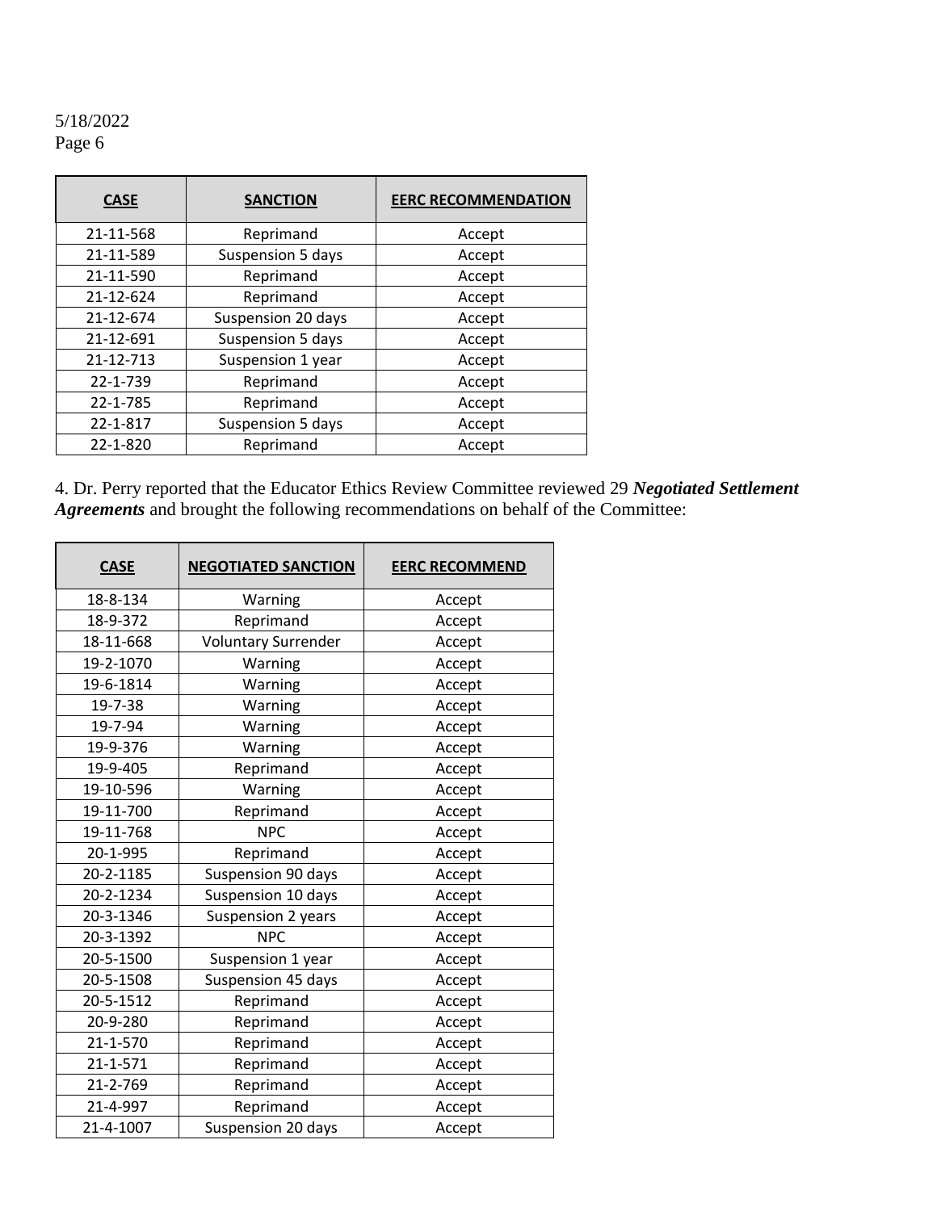| CASE | SANCTION | EERC RECOMMENDATION |
|---|---|---|
| 21-11-568 | Reprimand | Accept |
| 21-11-589 | Suspension 5 days | Accept |
| 21-11-590 | Reprimand | Accept |
| 21-12-624 | Reprimand | Accept |
| 21-12-674 | Suspension 20 days | Accept |
| 21-12-691 | Suspension 5 days | Accept |
| 21-12-713 | Suspension 1 year | Accept |
| 22-1-739 | Reprimand | Accept |
| 22-1-785 | Reprimand | Accept |
| 22-1-817 | Suspension 5 days | Accept |
| 22-1-820 | Reprimand | Accept |

4. Dr. Perry reported that the Educator Ethics Review Committee reviewed 29 ***Negotiated Settlement Agreements*** and brought the following recommendations on behalf of the Committee:

| CASE | NEGOTIATED SANCTION | EERC RECOMMEND |
|---|---|---|
| 18-8-134 | Warning | Accept |
| 18-9-372 | Reprimand | Accept |
| 18-11-668 | Voluntary Surrender | Accept |
| 19-2-1070 | Warning | Accept |
| 19-6-1814 | Warning | Accept |
| 19-7-38 | Warning | Accept |
| 19-7-94 | Warning | Accept |
| 19-9-376 | Warning | Accept |
| 19-9-405 | Reprimand | Accept |
| 19-10-596 | Warning | Accept |
| 19-11-700 | Reprimand | Accept |
| 19-11-768 | NPC | Accept |
| 20-1-995 | Reprimand | Accept |
| 20-2-1185 | Suspension 90 days | Accept |
| 20-2-1234 | Suspension 10 days | Accept |
| 20-3-1346 | Suspension 2 years | Accept |
| 20-3-1392 | NPC | Accept |
| 20-5-1500 | Suspension 1 year | Accept |
| 20-5-1508 | Suspension 45 days | Accept |
| 20-5-1512 | Reprimand | Accept |
| 20-9-280 | Reprimand | Accept |
| 21-1-570 | Reprimand | Accept |
| 21-1-571 | Reprimand | Accept |
| 21-2-769 | Reprimand | Accept |
| 21-4-997 | Reprimand | Accept |
| 21-4-1007 | Suspension 20 days | Accept |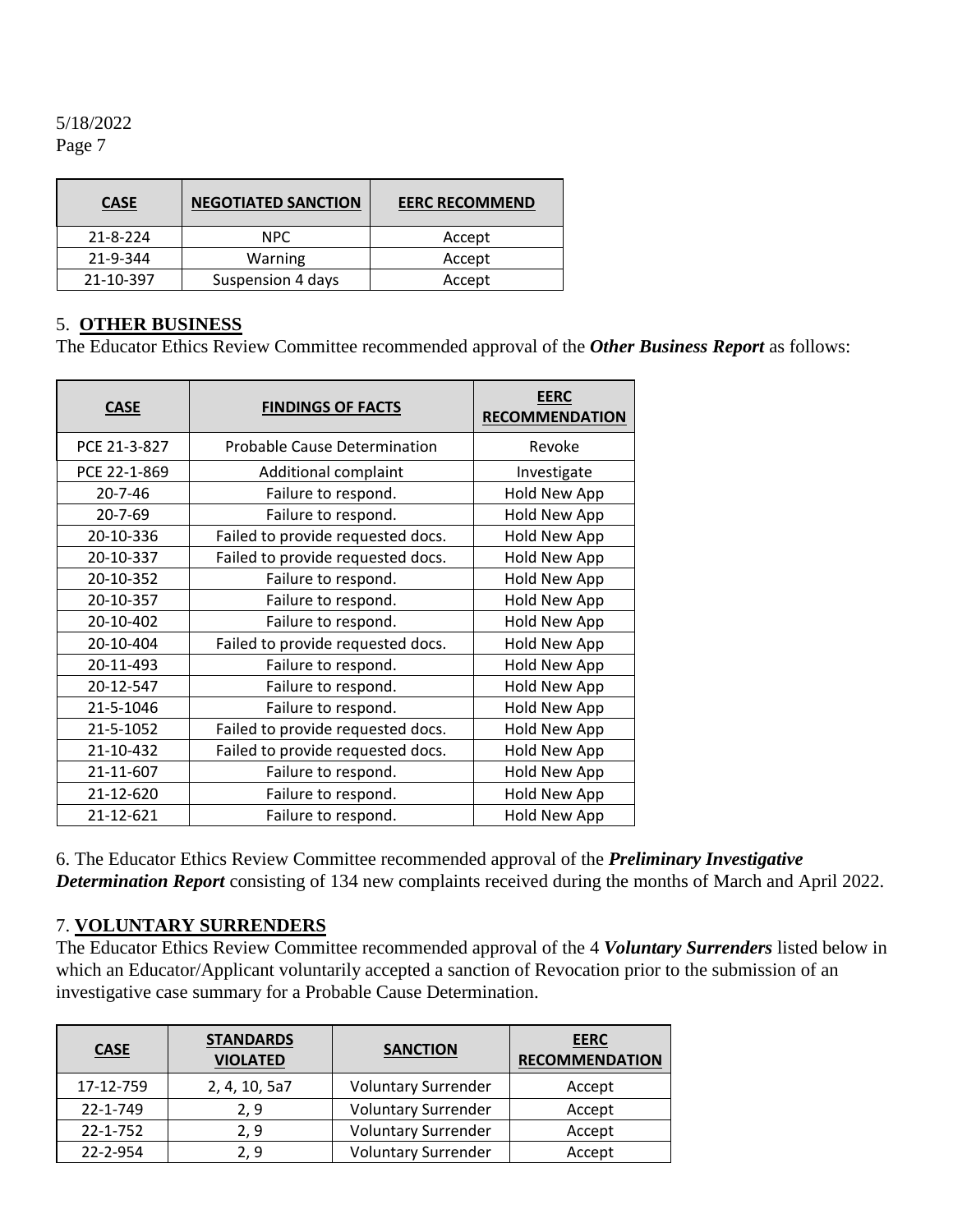| CASE | NEGOTIATED SANCTION | EERC RECOMMEND |
|---|---|---|
| 21-8-224 | NPC | Accept |
| 21-9-344 | Warning | Accept |
| 21-10-397 | Suspension 4 days | Accept |

5. **OTHER BUSINESS**

The Educator Ethics Review Committee recommended approval of the ***Other Business Report*** as follows:

| CASE | FINDINGS OF FACTS | EERC RECOMMENDATION |
|---|---|---|
| PCE 21-3-827 | Probable Cause Determination | Revoke |
| PCE 22-1-869 | Additional complaint | Investigate |
| 20-7-46 | Failure to respond. | Hold New App |
| 20-7-69 | Failure to respond. | Hold New App |
| 20-10-336 | Failed to provide requested docs. | Hold New App |
| 20-10-337 | Failed to provide requested docs. | Hold New App |
| 20-10-352 | Failure to respond. | Hold New App |
| 20-10-357 | Failure to respond. | Hold New App |
| 20-10-402 | Failure to respond. | Hold New App |
| 20-10-404 | Failed to provide requested docs. | Hold New App |
| 20-11-493 | Failure to respond. | Hold New App |
| 20-12-547 | Failure to respond. | Hold New App |
| 21-5-1046 | Failure to respond. | Hold New App |
| 21-5-1052 | Failed to provide requested docs. | Hold New App |
| 21-10-432 | Failed to provide requested docs. | Hold New App |
| 21-11-607 | Failure to respond. | Hold New App |
| 21-12-620 | Failure to respond. | Hold New App |
| 21-12-621 | Failure to respond. | Hold New App |

6. The Educator Ethics Review Committee recommended approval of the ***Preliminary Investigative Determination Report*** consisting of 134 new complaints received during the months of March and April 2022.

7. **VOLUNTARY SURRENDERS**

The Educator Ethics Review Committee recommended approval of the 4 ***Voluntary Surrenders*** listed below in which an Educator/Applicant voluntarily accepted a sanction of Revocation prior to the submission of an investigative case summary for a Probable Cause Determination.

| CASE | STANDARDS VIOLATED | SANCTION | EERC RECOMMENDATION |
|---|---|---|---|
| 17-12-759 | 2, 4, 10, 5a7 | Voluntary Surrender | Accept |
| 22-1-749 | 2, 9 | Voluntary Surrender | Accept |
| 22-1-752 | 2, 9 | Voluntary Surrender | Accept |
| 22-2-954 | 2, 9 | Voluntary Surrender | Accept |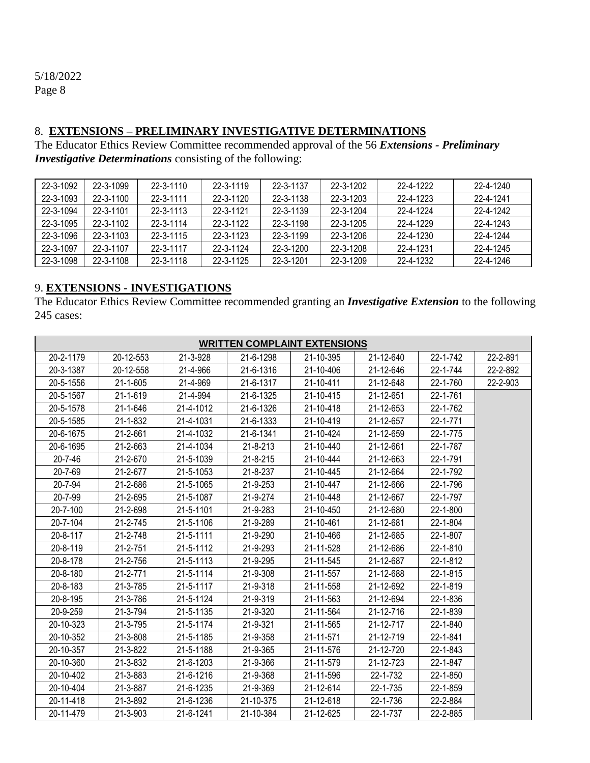5/18/2022
Page 8

## 8. <u>EXTENSIONS – PRELIMINARY INVESTIGATIVE DETERMINATIONS</u>

The Educator Ethics Review Committee recommended approval of the 56 ***Extensions - Preliminary Investigative Determinations*** consisting of the following:

| | | | | | | | |
|---|---|---|---|---|---|---|---|
| 22-3-1092 | 22-3-1099 | 22-3-1110 | 22-3-1119 | 22-3-1137 | 22-3-1202 | 22-4-1222 | 22-4-1240 |
| 22-3-1093 | 22-3-1100 | 22-3-1111 | 22-3-1120 | 22-3-1138 | 22-3-1203 | 22-4-1223 | 22-4-1241 |
| 22-3-1094 | 22-3-1101 | 22-3-1113 | 22-3-1121 | 22-3-1139 | 22-3-1204 | 22-4-1224 | 22-4-1242 |
| 22-3-1095 | 22-3-1102 | 22-3-1114 | 22-3-1122 | 22-3-1198 | 22-3-1205 | 22-4-1229 | 22-4-1243 |
| 22-3-1096 | 22-3-1103 | 22-3-1115 | 22-3-1123 | 22-3-1199 | 22-3-1206 | 22-4-1230 | 22-4-1244 |
| 22-3-1097 | 22-3-1107 | 22-3-1117 | 22-3-1124 | 22-3-1200 | 22-3-1208 | 22-4-1231 | 22-4-1245 |
| 22-3-1098 | 22-3-1108 | 22-3-1118 | 22-3-1125 | 22-3-1201 | 22-3-1209 | 22-4-1232 | 22-4-1246 |

## 9. <u>EXTENSIONS - INVESTIGATIONS</u>

The Educator Ethics Review Committee recommended granting an ***Investigative Extension*** to the following 245 cases:

| **WRITTEN COMPLAINT EXTENSIONS** | | | | | | | |
|---|---|---|---|---|---|---|---|
| 20-2-1179 | 20-12-553 | 21-3-928 | 21-6-1298 | 21-10-395 | 21-12-640 | 22-1-742 | 22-2-891 |
| 20-3-1387 | 20-12-558 | 21-4-966 | 21-6-1316 | 21-10-406 | 21-12-646 | 22-1-744 | 22-2-892 |
| 20-5-1556 | 21-1-605 | 21-4-969 | 21-6-1317 | 21-10-411 | 21-12-648 | 22-1-760 | 22-2-903 |
| 20-5-1567 | 21-1-619 | 21-4-994 | 21-6-1325 | 21-10-415 | 21-12-651 | 22-1-761 | |
| 20-5-1578 | 21-1-646 | 21-4-1012 | 21-6-1326 | 21-10-418 | 21-12-653 | 22-1-762 | |
| 20-5-1585 | 21-1-832 | 21-4-1031 | 21-6-1333 | 21-10-419 | 21-12-657 | 22-1-771 | |
| 20-6-1675 | 21-2-661 | 21-4-1032 | 21-6-1341 | 21-10-424 | 21-12-659 | 22-1-775 | |
| 20-6-1695 | 21-2-663 | 21-4-1034 | 21-8-213 | 21-10-440 | 21-12-661 | 22-1-787 | |
| 20-7-46 | 21-2-670 | 21-5-1039 | 21-8-215 | 21-10-444 | 21-12-663 | 22-1-791 | |
| 20-7-69 | 21-2-677 | 21-5-1053 | 21-8-237 | 21-10-445 | 21-12-664 | 22-1-792 | |
| 20-7-94 | 21-2-686 | 21-5-1065 | 21-9-253 | 21-10-447 | 21-12-666 | 22-1-796 | |
| 20-7-99 | 21-2-695 | 21-5-1087 | 21-9-274 | 21-10-448 | 21-12-667 | 22-1-797 | |
| 20-7-100 | 21-2-698 | 21-5-1101 | 21-9-283 | 21-10-450 | 21-12-680 | 22-1-800 | |
| 20-7-104 | 21-2-745 | 21-5-1106 | 21-9-289 | 21-10-461 | 21-12-681 | 22-1-804 | |
| 20-8-117 | 21-2-748 | 21-5-1111 | 21-9-290 | 21-10-466 | 21-12-685 | 22-1-807 | |
| 20-8-119 | 21-2-751 | 21-5-1112 | 21-9-293 | 21-11-528 | 21-12-686 | 22-1-810 | |
| 20-8-178 | 21-2-756 | 21-5-1113 | 21-9-295 | 21-11-545 | 21-12-687 | 22-1-812 | |
| 20-8-180 | 21-2-771 | 21-5-1114 | 21-9-308 | 21-11-557 | 21-12-688 | 22-1-815 | |
| 20-8-183 | 21-3-785 | 21-5-1117 | 21-9-318 | 21-11-558 | 21-12-692 | 22-1-819 | |
| 20-8-195 | 21-3-786 | 21-5-1124 | 21-9-319 | 21-11-563 | 21-12-694 | 22-1-836 | |
| 20-9-259 | 21-3-794 | 21-5-1135 | 21-9-320 | 21-11-564 | 21-12-716 | 22-1-839 | |
| 20-10-323 | 21-3-795 | 21-5-1174 | 21-9-321 | 21-11-565 | 21-12-717 | 22-1-840 | |
| 20-10-352 | 21-3-808 | 21-5-1185 | 21-9-358 | 21-11-571 | 21-12-719 | 22-1-841 | |
| 20-10-357 | 21-3-822 | 21-5-1188 | 21-9-365 | 21-11-576 | 21-12-720 | 22-1-843 | |
| 20-10-360 | 21-3-832 | 21-6-1203 | 21-9-366 | 21-11-579 | 21-12-723 | 22-1-847 | |
| 20-10-402 | 21-3-883 | 21-6-1216 | 21-9-368 | 21-11-596 | 22-1-732 | 22-1-850 | |
| 20-10-404 | 21-3-887 | 21-6-1235 | 21-9-369 | 21-12-614 | 22-1-735 | 22-1-859 | |
| 20-11-418 | 21-3-892 | 21-6-1236 | 21-10-375 | 21-12-618 | 22-1-736 | 22-2-884 | |
| 20-11-479 | 21-3-903 | 21-6-1241 | 21-10-384 | 21-12-625 | 22-1-737 | 22-2-885 | |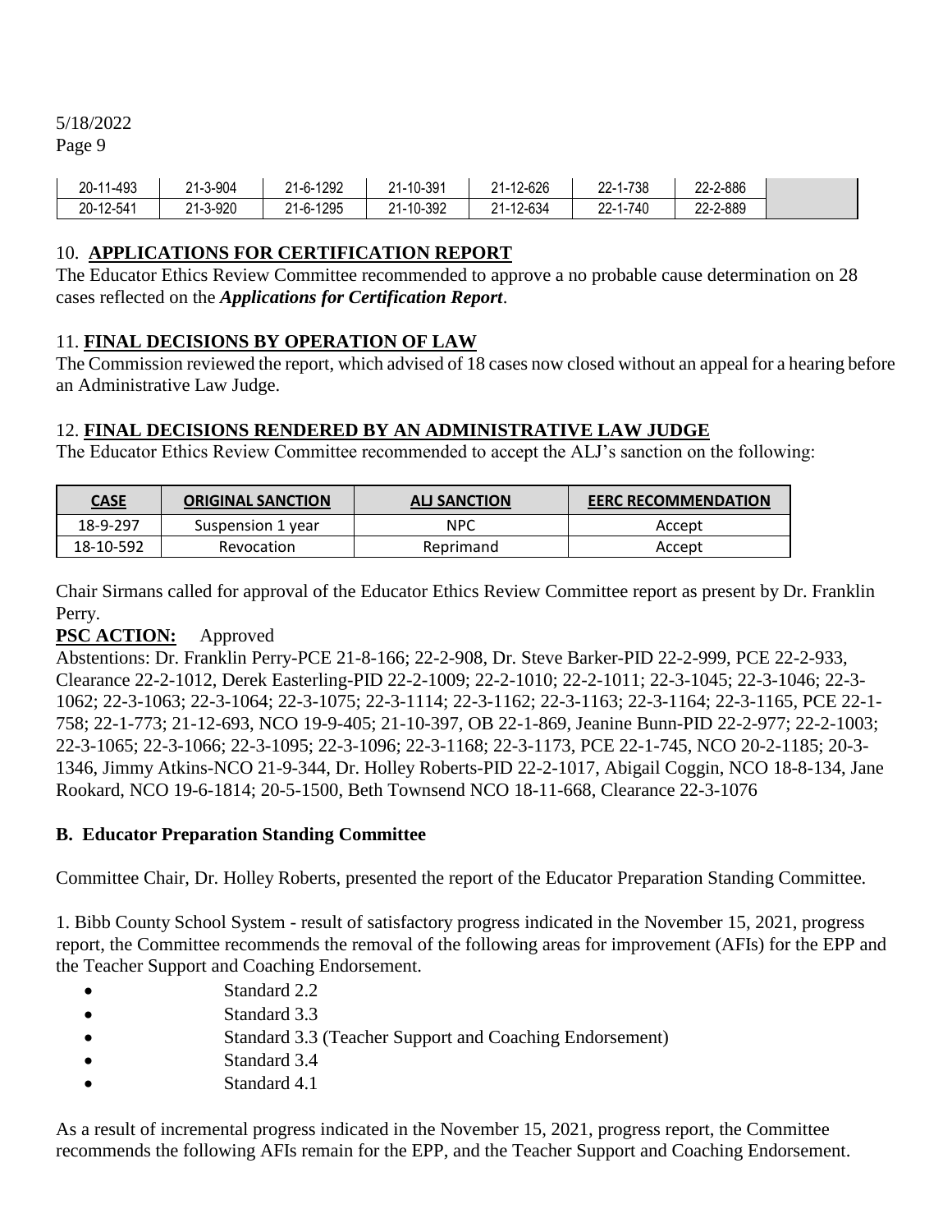| 20-11-493 | 21-3-904 | 21-6-1292 | 21-10-391 | 21-12-626 | 22-1-738 | 22-2-886 | |
|---|---|---|---|---|---|---|---|
| 20-12-541 | 21-3-920 | 21-6-1295 | 21-10-392 | 21-12-634 | 22-1-740 | 22-2-889 | |

## 10. **APPLICATIONS FOR CERTIFICATION REPORT**

The Educator Ethics Review Committee recommended to approve a no probable cause determination on 28 cases reflected on the ***Applications for Certification Report***.

## 11. **FINAL DECISIONS BY OPERATION OF LAW**

The Commission reviewed the report, which advised of 18 cases now closed without an appeal for a hearing before an Administrative Law Judge.

## 12. **FINAL DECISIONS RENDERED BY AN ADMINISTRATIVE LAW JUDGE**

The Educator Ethics Review Committee recommended to accept the ALJ's sanction on the following:

| CASE | ORIGINAL SANCTION | ALJ SANCTION | EERC RECOMMENDATION |
|---|---|---|---|
| 18-9-297 | Suspension 1 year | NPC | Accept |
| 18-10-592 | Revocation | Reprimand | Accept |

Chair Sirmans called for approval of the Educator Ethics Review Committee report as present by Dr. Franklin Perry.

**PSC ACTION:** Approved

Abstentions: Dr. Franklin Perry-PCE 21-8-166; 22-2-908, Dr. Steve Barker-PID 22-2-999, PCE 22-2-933, Clearance 22-2-1012, Derek Easterling-PID 22-2-1009; 22-2-1010; 22-2-1011; 22-3-1045; 22-3-1046; 22-3-1062; 22-3-1063; 22-3-1064; 22-3-1075; 22-3-1114; 22-3-1162; 22-3-1163; 22-3-1164; 22-3-1165, PCE 22-1-758; 22-1-773; 21-12-693, NCO 19-9-405; 21-10-397, OB 22-1-869, Jeanine Bunn-PID 22-2-977; 22-2-1003; 22-3-1065; 22-3-1066; 22-3-1095; 22-3-1096; 22-3-1168; 22-3-1173, PCE 22-1-745, NCO 20-2-1185; 20-3-1346, Jimmy Atkins-NCO 21-9-344, Dr. Holley Roberts-PID 22-2-1017, Abigail Coggin, NCO 18-8-134, Jane Rookard, NCO 19-6-1814; 20-5-1500, Beth Townsend NCO 18-11-668, Clearance 22-3-1076

### **B. Educator Preparation Standing Committee**

Committee Chair, Dr. Holley Roberts, presented the report of the Educator Preparation Standing Committee.

1. Bibb County School System - result of satisfactory progress indicated in the November 15, 2021, progress report, the Committee recommends the removal of the following areas for improvement (AFIs) for the EPP and the Teacher Support and Coaching Endorsement.

- Standard 2.2
- Standard 3.3
- Standard 3.3 (Teacher Support and Coaching Endorsement)
- Standard 3.4
- Standard 4.1

As a result of incremental progress indicated in the November 15, 2021, progress report, the Committee recommends the following AFIs remain for the EPP, and the Teacher Support and Coaching Endorsement.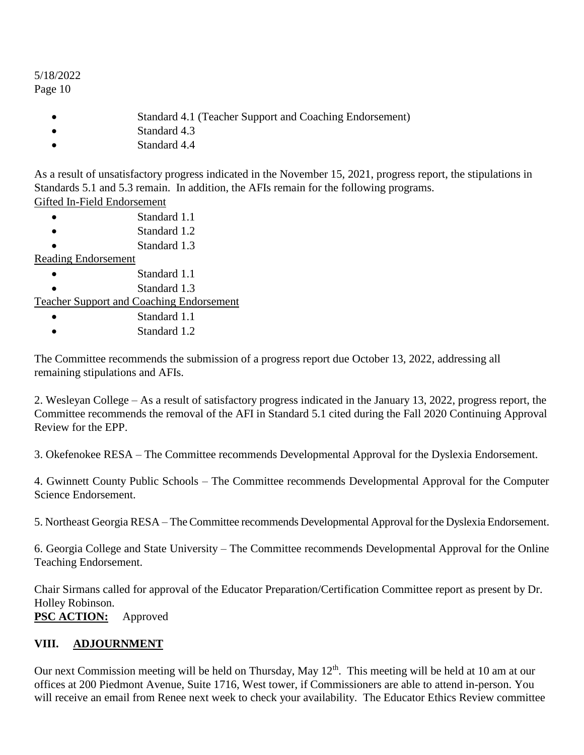- Standard 4.1 (Teacher Support and Coaching Endorsement)
- Standard 4.3
- Standard 4.4

As a result of unsatisfactory progress indicated in the November 15, 2021, progress report, the stipulations in Standards 5.1 and 5.3 remain. In addition, the AFIs remain for the following programs.

Gifted In-Field Endorsement

- Standard 1.1
- Standard 1.2
- Standard 1.3

Reading Endorsement

- Standard 1.1
- Standard 1.3

Teacher Support and Coaching Endorsement

- Standard 1.1
- Standard 1.2

The Committee recommends the submission of a progress report due October 13, 2022, addressing all remaining stipulations and AFIs.

2. Wesleyan College – As a result of satisfactory progress indicated in the January 13, 2022, progress report, the Committee recommends the removal of the AFI in Standard 5.1 cited during the Fall 2020 Continuing Approval Review for the EPP.

3. Okefenokee RESA – The Committee recommends Developmental Approval for the Dyslexia Endorsement.

4. Gwinnett County Public Schools – The Committee recommends Developmental Approval for the Computer Science Endorsement.

5. Northeast Georgia RESA – The Committee recommends Developmental Approval for the Dyslexia Endorsement.

6. Georgia College and State University – The Committee recommends Developmental Approval for the Online Teaching Endorsement.

Chair Sirmans called for approval of the Educator Preparation/Certification Committee report as present by Dr. Holley Robinson.

**PSC ACTION:** Approved

## VIII. ADJOURNMENT

Our next Commission meeting will be held on Thursday, May 12th. This meeting will be held at 10 am at our offices at 200 Piedmont Avenue, Suite 1716, West tower, if Commissioners are able to attend in-person. You will receive an email from Renee next week to check your availability. The Educator Ethics Review committee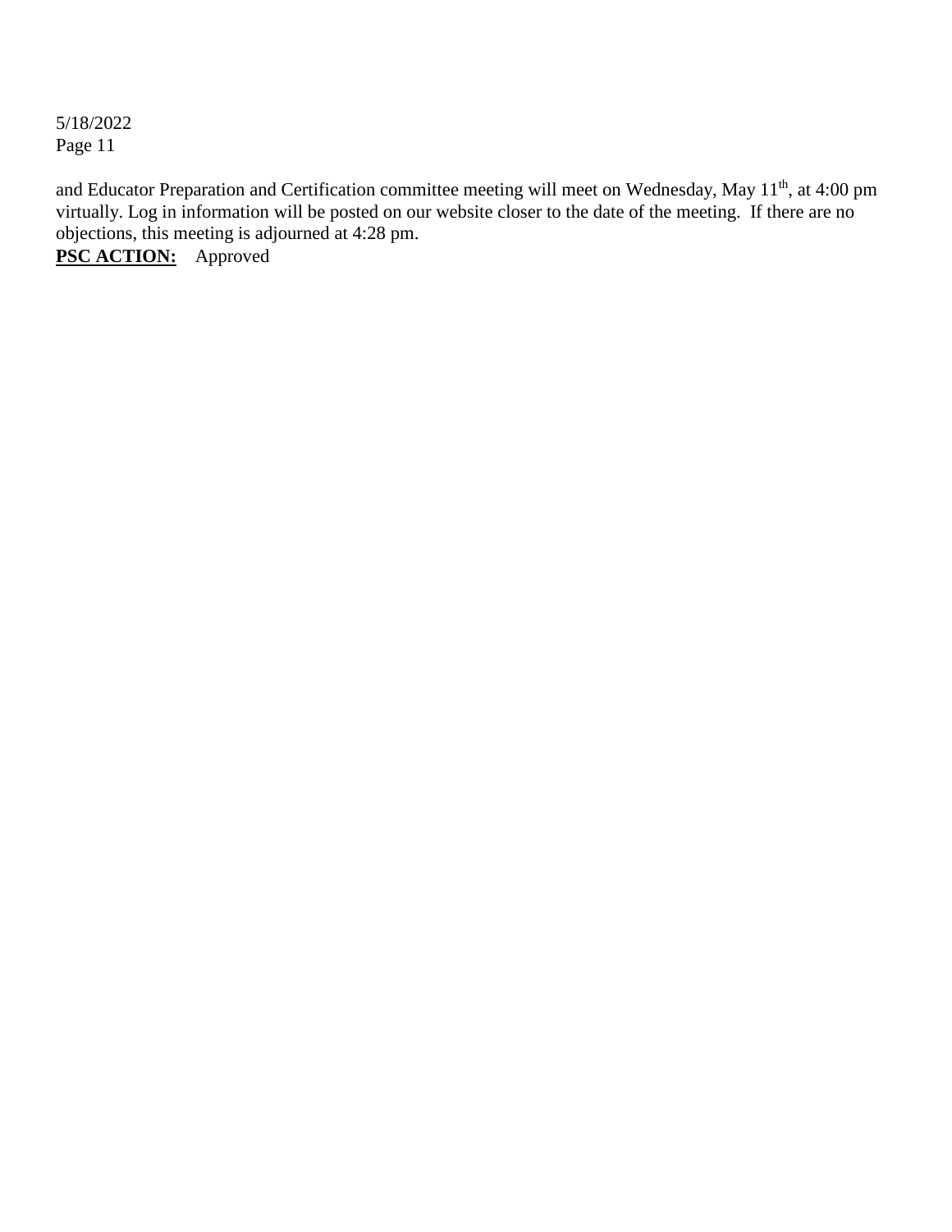and Educator Preparation and Certification committee meeting will meet on Wednesday, May 11th, at 4:00 pm virtually. Log in information will be posted on our website closer to the date of the meeting. If there are no objections, this meeting is adjourned at 4:28 pm.

**PSC ACTION:** Approved